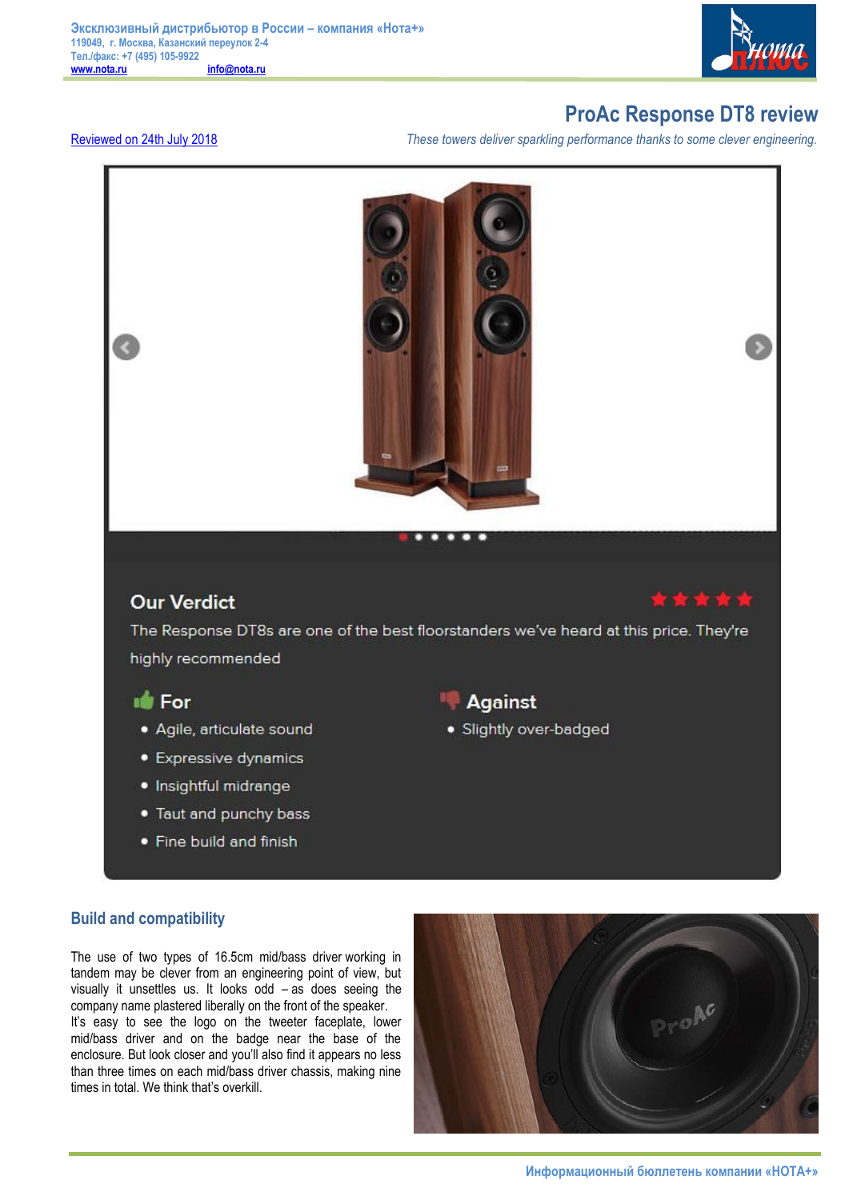Эксклюзивный дистрибьютор в России – компания «Нота+»
119049, г. Москва, Казанский переулок 2-4
Тел./факс: +7 (495) 105-9922
www.nota.ru info@nota.ru

# ProAc Response DT8 review

Reviewed on 24th July 2018

*These towers deliver sparkling performance thanks to some clever engineering.*

## Our Verdict

The Response DT8s are one of the best floorstanders we've heard at this price. They're highly recommended

### For

- Agile, articulate sound
- Expressive dynamics
- Insightful midrange
- Taut and punchy bass
- Fine build and finish

### Against

- Slightly over-badged

## Build and compatibility

The use of two types of 16.5cm mid/bass driver working in tandem may be clever from an engineering point of view, but visually it unsettles us. It looks odd – as does seeing the company name plastered liberally on the front of the speaker. It's easy to see the logo on the tweeter faceplate, lower mid/bass driver and on the badge near the base of the enclosure. But look closer and you'll also find it appears no less than three times on each mid/bass driver chassis, making nine times in total. We think that's overkill.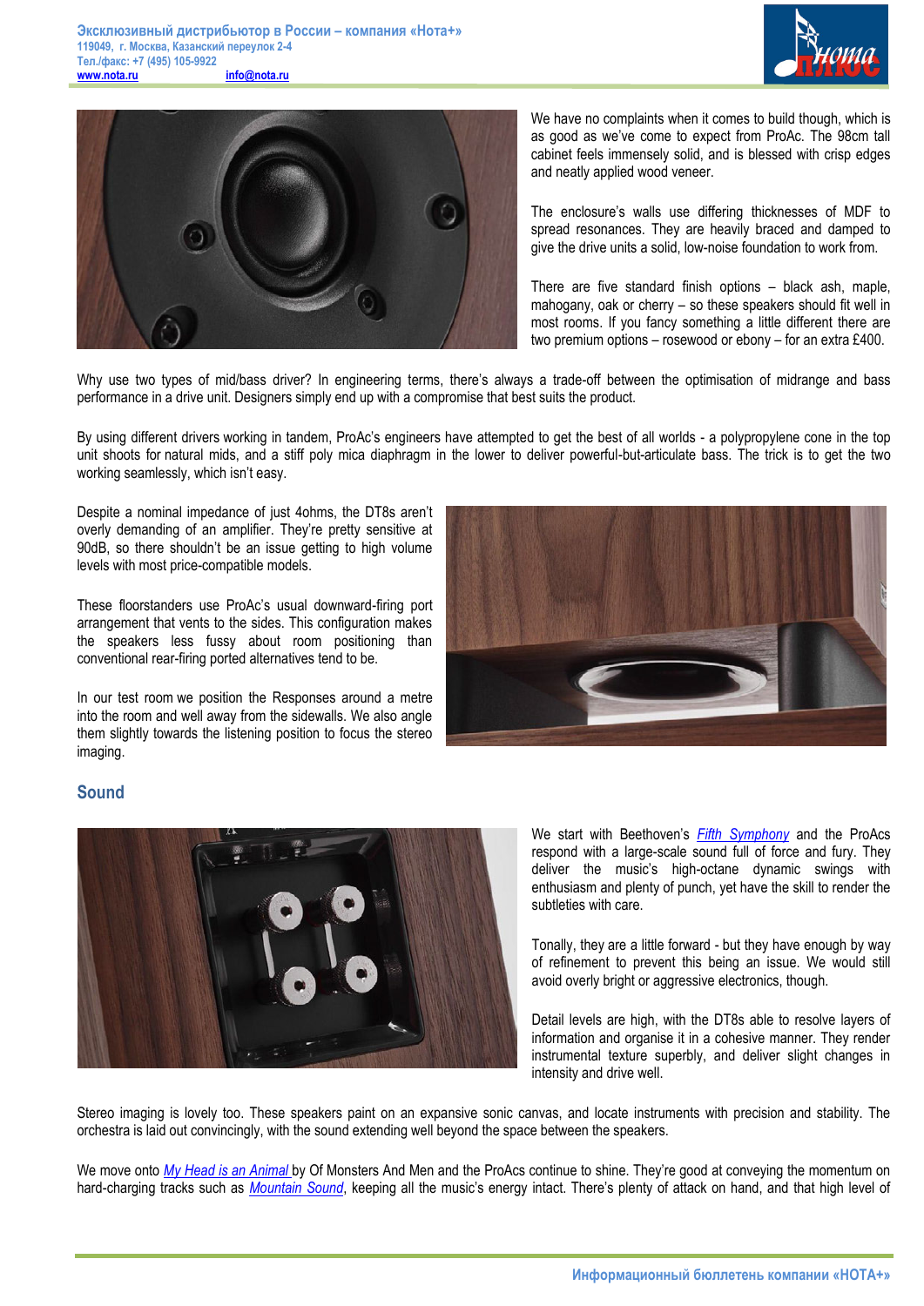We have no complaints when it comes to build though, which is as good as we've come to expect from ProAc. The 98cm tall cabinet feels immensely solid, and is blessed with crisp edges and neatly applied wood veneer.

The enclosure's walls use differing thicknesses of MDF to spread resonances. They are heavily braced and damped to give the drive units a solid, low-noise foundation to work from.

There are five standard finish options – black ash, maple, mahogany, oak or cherry – so these speakers should fit well in most rooms. If you fancy something a little different there are two premium options – rosewood or ebony – for an extra £400.

Why use two types of mid/bass driver? In engineering terms, there's always a trade-off between the optimisation of midrange and bass performance in a drive unit. Designers simply end up with a compromise that best suits the product.

By using different drivers working in tandem, ProAc's engineers have attempted to get the best of all worlds - a polypropylene cone in the top unit shoots for natural mids, and a stiff poly mica diaphragm in the lower to deliver powerful-but-articulate bass. The trick is to get the two working seamlessly, which isn't easy.

Despite a nominal impedance of just 4ohms, the DT8s aren't overly demanding of an amplifier. They're pretty sensitive at 90dB, so there shouldn't be an issue getting to high volume levels with most price-compatible models.

These floorstanders use ProAc's usual downward-firing port arrangement that vents to the sides. This configuration makes the speakers less fussy about room positioning than conventional rear-firing ported alternatives tend to be.

In our test room we position the Responses around a metre into the room and well away from the sidewalls. We also angle them slightly towards the listening position to focus the stereo imaging.

## Sound

We start with Beethoven's [Fifth Symphony] and the ProAcs respond with a large-scale sound full of force and fury. They deliver the music's high-octane dynamic swings with enthusiasm and plenty of punch, yet have the skill to render the subtleties with care.

Tonally, they are a little forward - but they have enough by way of refinement to prevent this being an issue. We would still avoid overly bright or aggressive electronics, though.

Detail levels are high, with the DT8s able to resolve layers of information and organise it in a cohesive manner. They render instrumental texture superbly, and deliver slight changes in intensity and drive well.

Stereo imaging is lovely too. These speakers paint on an expansive sonic canvas, and locate instruments with precision and stability. The orchestra is laid out convincingly, with the sound extending well beyond the space between the speakers.

We move onto [My Head is an Animal] by Of Monsters And Men and the ProAcs continue to shine. They're good at conveying the momentum on hard-charging tracks such as [Mountain Sound], keeping all the music's energy intact. There's plenty of attack on hand, and that high level of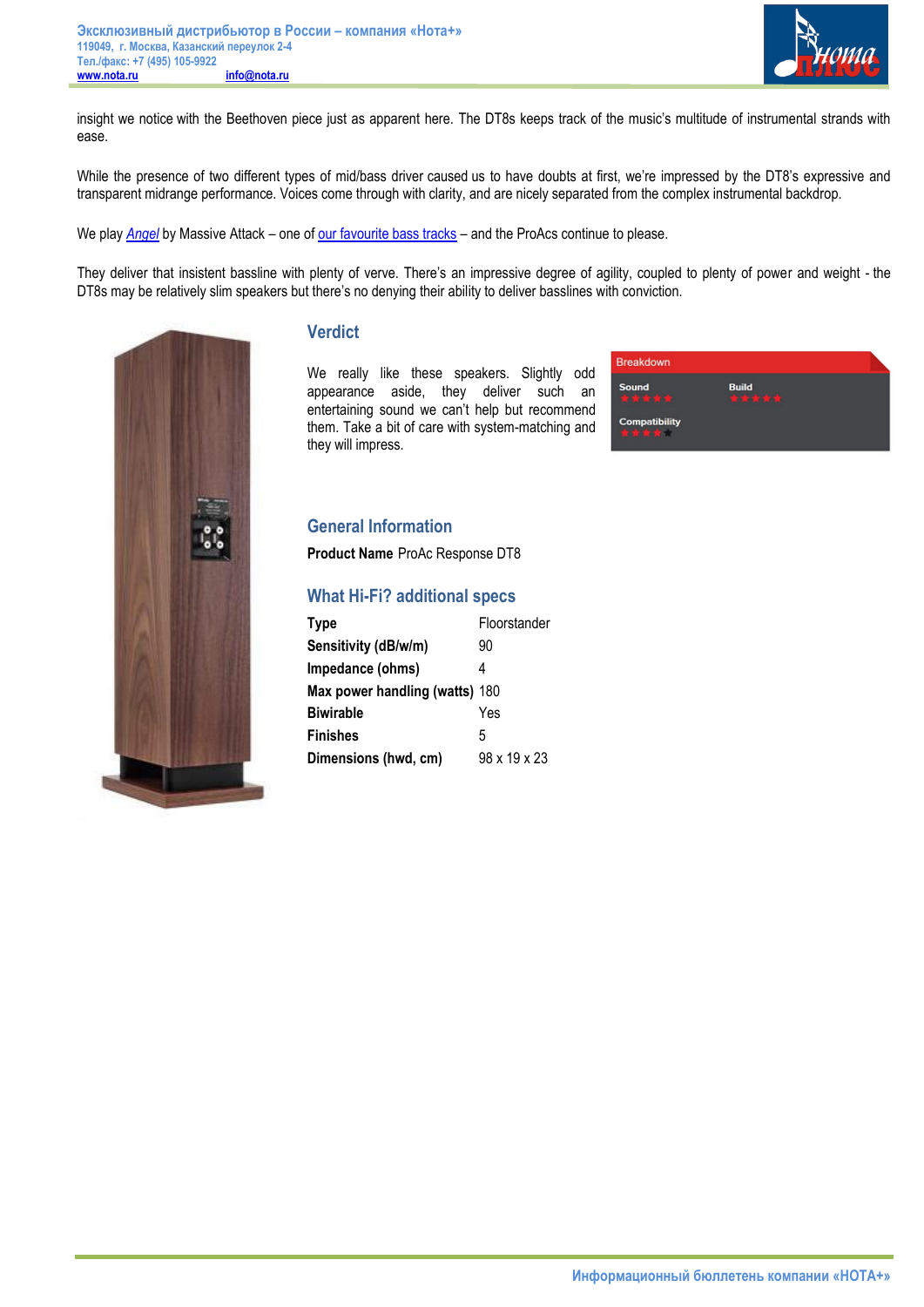insight we notice with the Beethoven piece just as apparent here. The DT8s keeps track of the music's multitude of instrumental strands with ease.

While the presence of two different types of mid/bass driver caused us to have doubts at first, we're impressed by the DT8's expressive and transparent midrange performance. Voices come through with clarity, and are nicely separated from the complex instrumental backdrop.

We play *Angel* by Massive Attack – one of our favourite bass tracks – and the ProAcs continue to please.

They deliver that insistent bassline with plenty of verve. There's an impressive degree of agility, coupled to plenty of power and weight - the DT8s may be relatively slim speakers but there's no denying their ability to deliver basslines with conviction.

## Verdict

We really like these speakers. Slightly odd appearance aside, they deliver such an entertaining sound we can't help but recommend them. Take a bit of care with system-matching and they will impress.

Breakdown

Sound ★★★★★
Build ★★★★★
Compatibility ★★★★★

## General Information

**Product Name** ProAc Response DT8

## What Hi-Fi? additional specs

| | |
|---|---|
| **Type** | Floorstander |
| **Sensitivity (dB/w/m)** | 90 |
| **Impedance (ohms)** | 4 |
| **Max power handling (watts)** | 180 |
| **Biwirable** | Yes |
| **Finishes** | 5 |
| **Dimensions (hwd, cm)** | 98 x 19 x 23 |